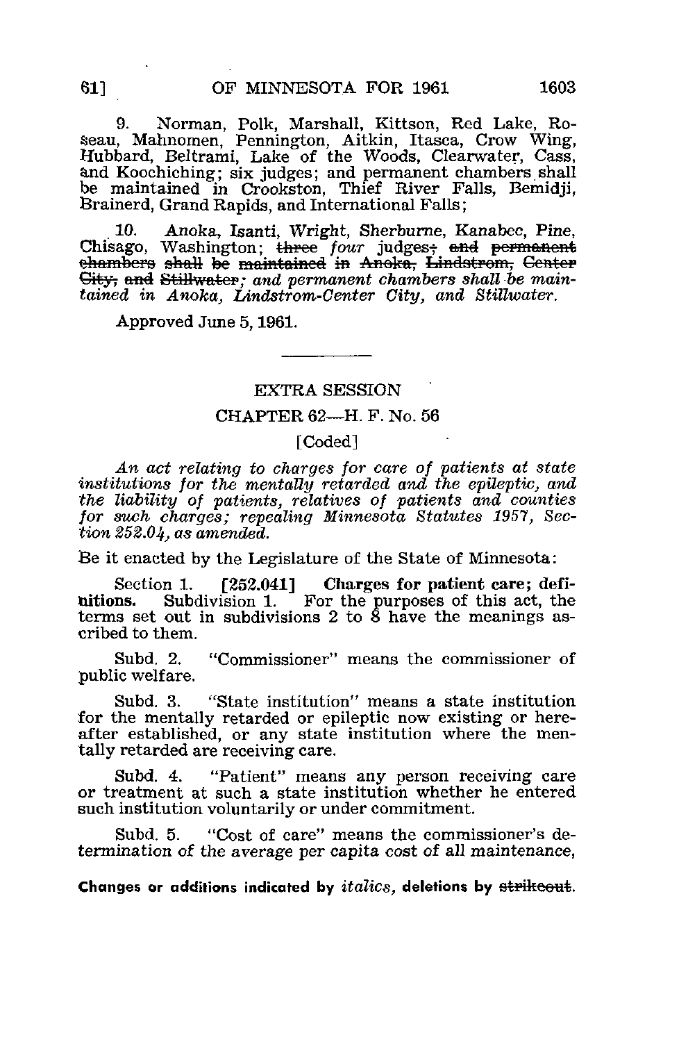9. Norman, Polk, Marshall, Kittson, Red Lake, Roseau, Mahnomen, Pennington, Aitkin, Itasca, Crow Wing, Hubbard, Beltrami, Lake of the Woods, Clearwater, Cass, and Koochiching; six judges; and permanent chambers shall be maintained in Crookston, Thief River Falls, Bemidji, Brainerd, Grand Rapids, and International Falls;

10. Anoka, Isanti, Wright, Sherburne, Kanabec, Pine, Chisago, Washington; ~~three~~ *four* judges~~; and permanent chambers shall be maintained in Anoka, Lindstrom, Center City, and Stillwater~~*; and permanent chambers shall be maintained in Anoka, Lindstrom-Center City, and Stillwater.*

Approved June 5, 1961.

---

## EXTRA SESSION

## CHAPTER 62—H. F. No. 56

[Coded]

*An act relating to charges for care of patients at state institutions for the mentally retarded and the epileptic, and the liability of patients, relatives of patients and counties for such charges; repealing Minnesota Statutes 1957, Section 252.04, as amended.*

Be it enacted by the Legislature of the State of Minnesota:

Section 1. **[252.041] Charges for patient care; definitions.** Subdivision 1. For the purposes of this act, the terms set out in subdivisions 2 to 8 have the meanings ascribed to them.

Subd. 2. "Commissioner" means the commissioner of public welfare.

Subd. 3. "State institution" means a state institution for the mentally retarded or epileptic now existing or hereafter established, or any state institution where the mentally retarded are receiving care.

Subd. 4. "Patient" means any person receiving care or treatment at such a state institution whether he entered such institution voluntarily or under commitment.

Subd. 5. "Cost of care" means the commissioner's determination of the average per capita cost of all maintenance,

Changes or additions indicated by *italics*, deletions by ~~strikeout~~.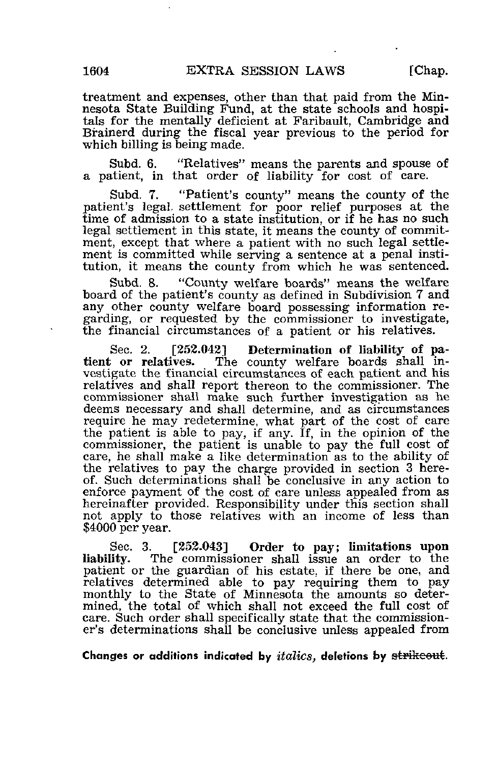treatment and expenses, other than that paid from the Minnesota State Building Fund, at the state schools and hospitals for the mentally deficient at Faribault, Cambridge and Brainerd during the fiscal year previous to the period for which billing is being made.

Subd. 6. "Relatives" means the parents and spouse of a patient, in that order of liability for cost of care.

Subd. 7. "Patient's county" means the county of the patient's legal settlement for poor relief purposes at the time of admission to a state institution, or if he has no such legal settlement in this state, it means the county of commitment, except that where a patient with no such legal settlement is committed while serving a sentence at a penal institution, it means the county from which he was sentenced.

Subd. 8. "County welfare boards" means the welfare board of the patient's county as defined in Subdivision 7 and any other county welfare board possessing information regarding, or requested by the commissioner to investigate, the financial circumstances of a patient or his relatives.

Sec. 2. [252.042] **Determination of liability of patient or relatives.** The county welfare boards shall investigate the financial circumstances of each patient and his relatives and shall report thereon to the commissioner. The commissioner shall make such further investigation as he deems necessary and shall determine, and as circumstances require he may redetermine, what part of the cost of care the patient is able to pay, if any. If, in the opinion of the commissioner, the patient is unable to pay the full cost of care, he shall make a like determination as to the ability of the relatives to pay the charge provided in section 3 hereof. Such determinations shall be conclusive in any action to enforce payment of the cost of care unless appealed from as hereinafter provided. Responsibility under this section shall not apply to those relatives with an income of less than $4000 per year.

Sec. 3. [252.043] **Order to pay; limitations upon liability.** The commissioner shall issue an order to the patient or the guardian of his estate, if there be one, and relatives determined able to pay requiring them to pay monthly to the State of Minnesota the amounts so determined, the total of which shall not exceed the full cost of care. Such order shall specifically state that the commissioner's determinations shall be conclusive unless appealed from

**Changes or additions indicated by *italics*, deletions by ~~strikeout~~.**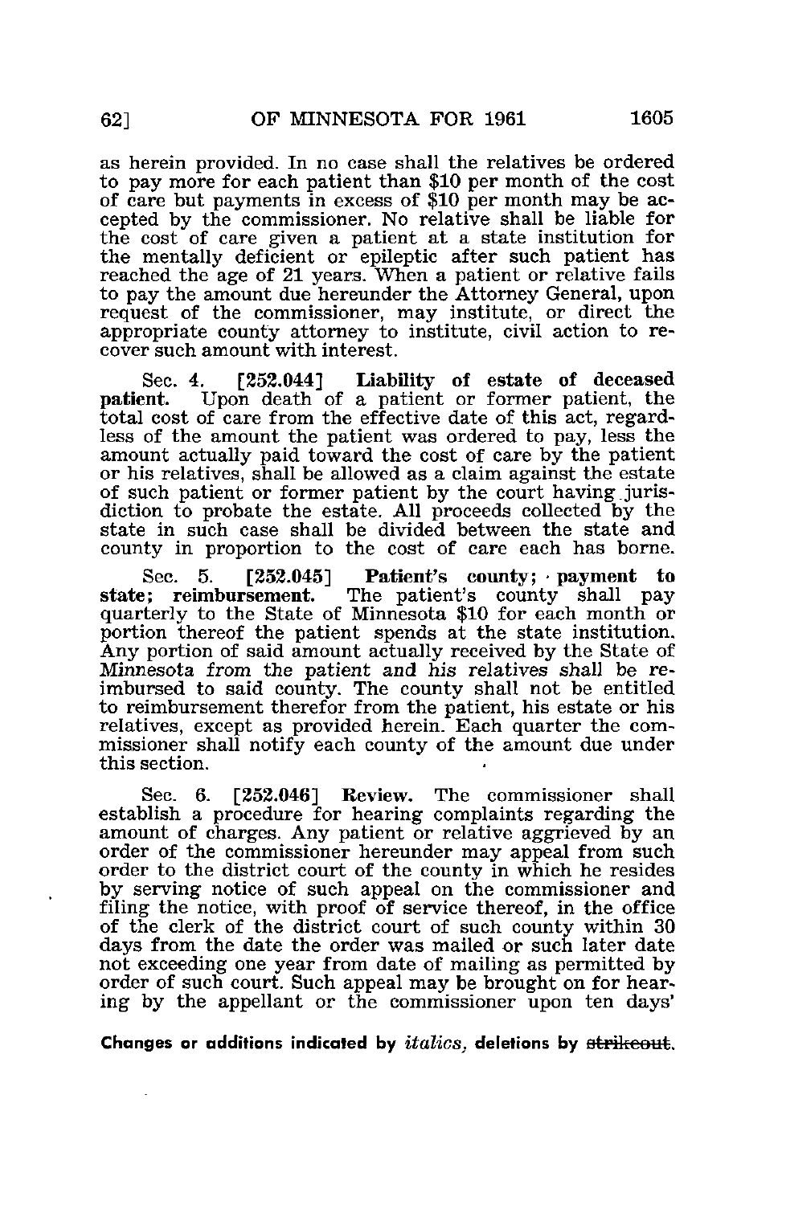as herein provided. In no case shall the relatives be ordered to pay more for each patient than $10 per month of the cost of care but payments in excess of $10 per month may be accepted by the commissioner. No relative shall be liable for the cost of care given a patient at a state institution for the mentally deficient or epileptic after such patient has reached the age of 21 years. When a patient or relative fails to pay the amount due hereunder the Attorney General, upon request of the commissioner, may institute, or direct the appropriate county attorney to institute, civil action to recover such amount with interest.

Sec. 4. [252.044] **Liability of estate of deceased patient.** Upon death of a patient or former patient, the total cost of care from the effective date of this act, regardless of the amount the patient was ordered to pay, less the amount actually paid toward the cost of care by the patient or his relatives, shall be allowed as a claim against the estate of such patient or former patient by the court having jurisdiction to probate the estate. All proceeds collected by the state in such case shall be divided between the state and county in proportion to the cost of care each has borne.

Sec. 5. [252.045] **Patient's county; payment to state; reimbursement.** The patient's county shall pay quarterly to the State of Minnesota $10 for each month or portion thereof the patient spends at the state institution. Any portion of said amount actually received by the State of Minnesota from the patient and his relatives shall be reimbursed to said county. The county shall not be entitled to reimbursement therefor from the patient, his estate or his relatives, except as provided herein. Each quarter the commissioner shall notify each county of the amount due under this section.

Sec. 6. [252.046] **Review.** The commissioner shall establish a procedure for hearing complaints regarding the amount of charges. Any patient or relative aggrieved by an order of the commissioner hereunder may appeal from such order to the district court of the county in which he resides by serving notice of such appeal on the commissioner and filing the notice, with proof of service thereof, in the office of the clerk of the district court of such county within 30 days from the date the order was mailed or such later date not exceeding one year from date of mailing as permitted by order of such court. Such appeal may be brought on for hearing by the appellant or the commissioner upon ten days'

**Changes or additions indicated by *italics*, deletions by ~~strikeout~~.**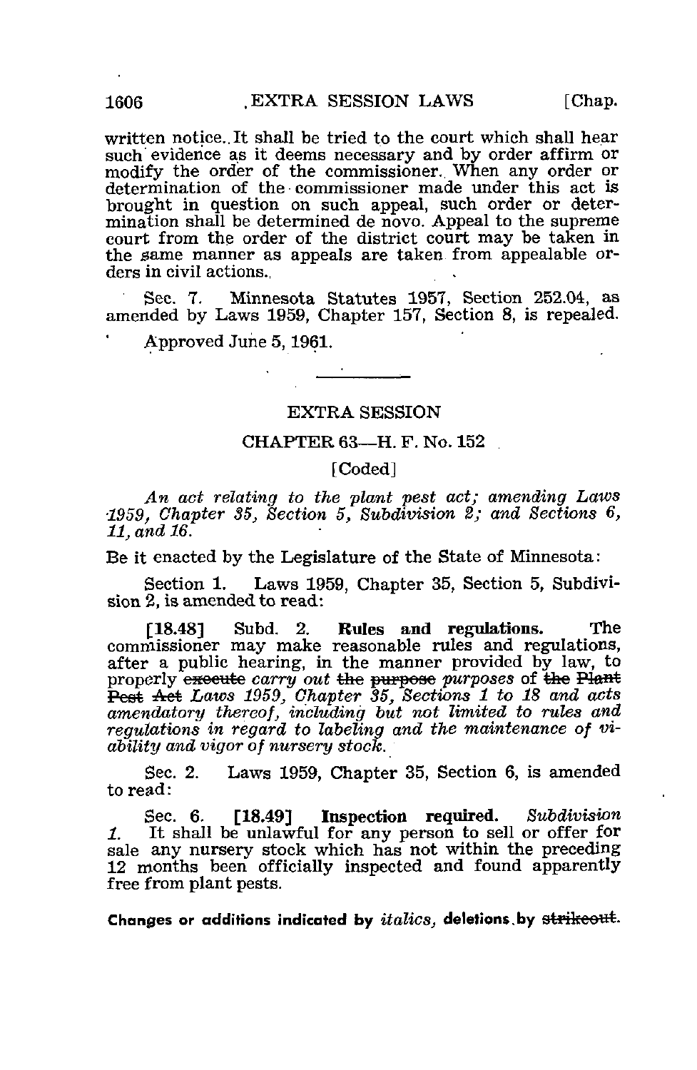written notice. It shall be tried to the court which shall hear such evidence as it deems necessary and by order affirm or modify the order of the commissioner. When any order or determination of the commissioner made under this act is brought in question on such appeal, such order or determination shall be determined de novo. Appeal to the supreme court from the order of the district court may be taken in the same manner as appeals are taken from appealable orders in civil actions.

Sec. 7. Minnesota Statutes 1957, Section 252.04, as amended by Laws 1959, Chapter 157, Section 8, is repealed.

Approved June 5, 1961.

---

## EXTRA SESSION

## CHAPTER 63—H. F. No. 152

[Coded]

*An act relating to the plant pest act; amending Laws 1959, Chapter 35, Section 5, Subdivision 2; and Sections 6, 11, and 16.*

Be it enacted by the Legislature of the State of Minnesota:

Section 1. Laws 1959, Chapter 35, Section 5, Subdivision 2, is amended to read:

[18.48] Subd. 2. **Rules and regulations.** The commissioner may make reasonable rules and regulations, after a public hearing, in the manner provided by law, to properly ~~execute~~ *carry out* ~~the~~ ~~purpose~~ *purposes* of ~~the Plant Pest Act~~ *Laws 1959, Chapter 35, Sections 1 to 18 and acts amendatory thereof, including but not limited to rules and regulations in regard to labeling and the maintenance of viability and vigor of nursery stock.*

Sec. 2. Laws 1959, Chapter 35, Section 6, is amended to read:

Sec. 6. [18.49] **Inspection required.** *Subdivision 1.* It shall be unlawful for any person to sell or offer for sale any nursery stock which has not within the preceding 12 months been officially inspected and found apparently free from plant pests.

**Changes or additions indicated by** *italics*, **deletions by** ~~strikeout~~.